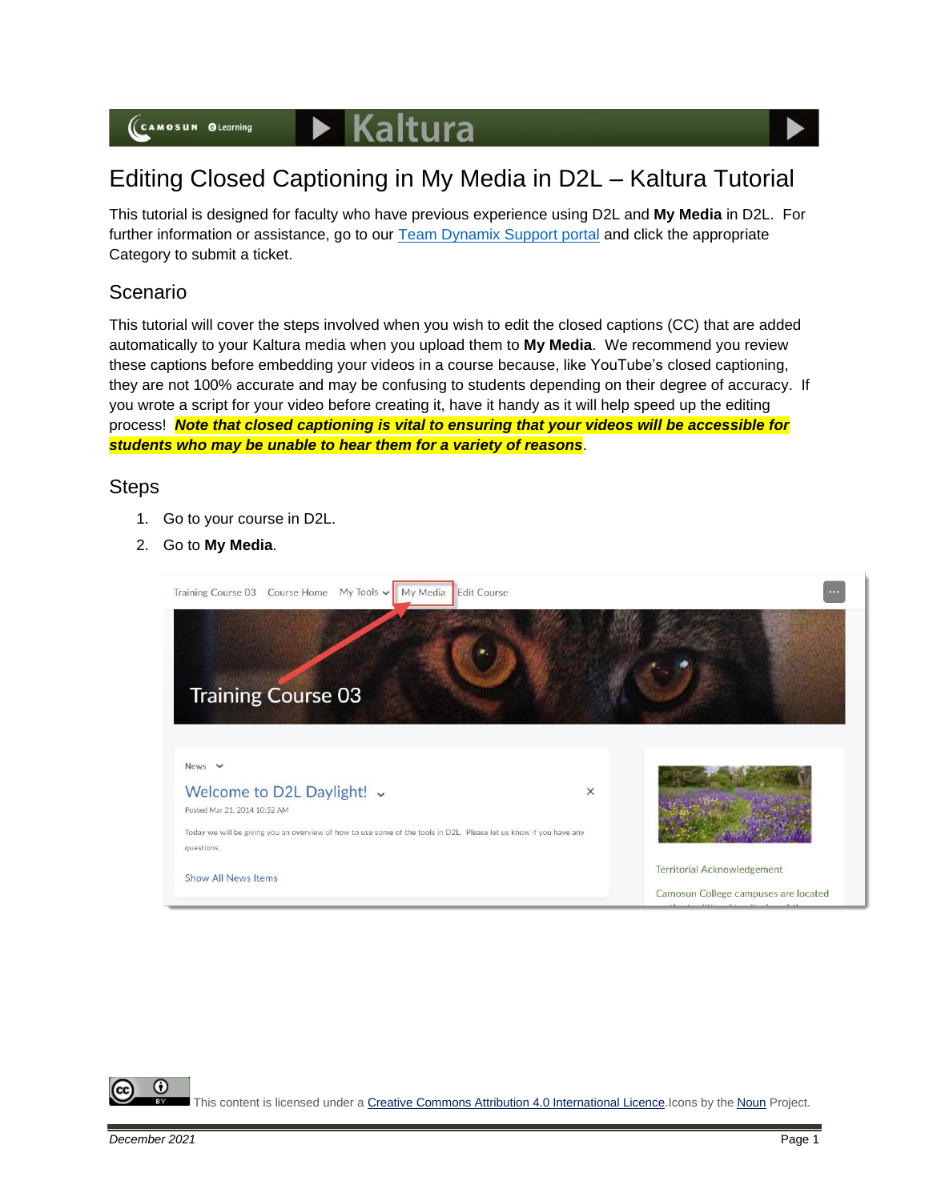# Editing Closed Captioning in My Media in D2L – Kaltura Tutorial

This tutorial is designed for faculty who have previous experience using D2L and **My Media** in D2L. For further information or assistance, go to our [Team Dynamix Support portal]() and click the appropriate Category to submit a ticket.

## Scenario

This tutorial will cover the steps involved when you wish to edit the closed captions (CC) that are added automatically to your Kaltura media when you upload them to **My Media**. We recommend you review these captions before embedding your videos in a course because, like YouTube's closed captioning, they are not 100% accurate and may be confusing to students depending on their degree of accuracy. If you wrote a script for your video before creating it, have it handy as it will help speed up the editing process! ***Note that closed captioning is vital to ensuring that your videos will be accessible for students who may be unable to hear them for a variety of reasons***.

## Steps

1. Go to your course in D2L.
2. Go to **My Media**.

This content is licensed under a [Creative Commons Attribution 4.0 International Licence](). Icons by the [Noun]() Project.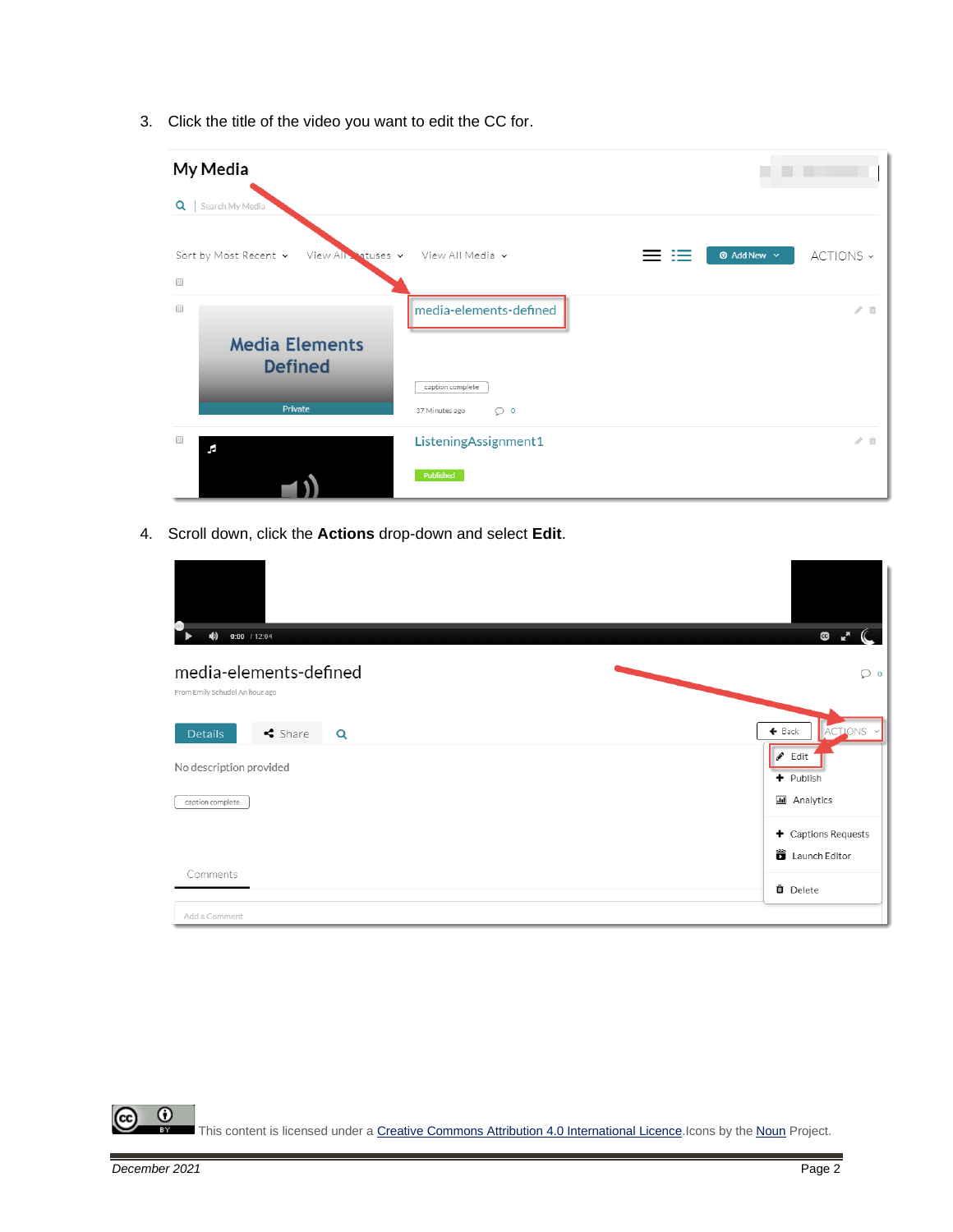3. Click the title of the video you want to edit the CC for.

4. Scroll down, click the **Actions** drop-down and select **Edit**.

This content is licensed under a Creative Commons Attribution 4.0 International Licence.Icons by the Noun Project.

*December 2021*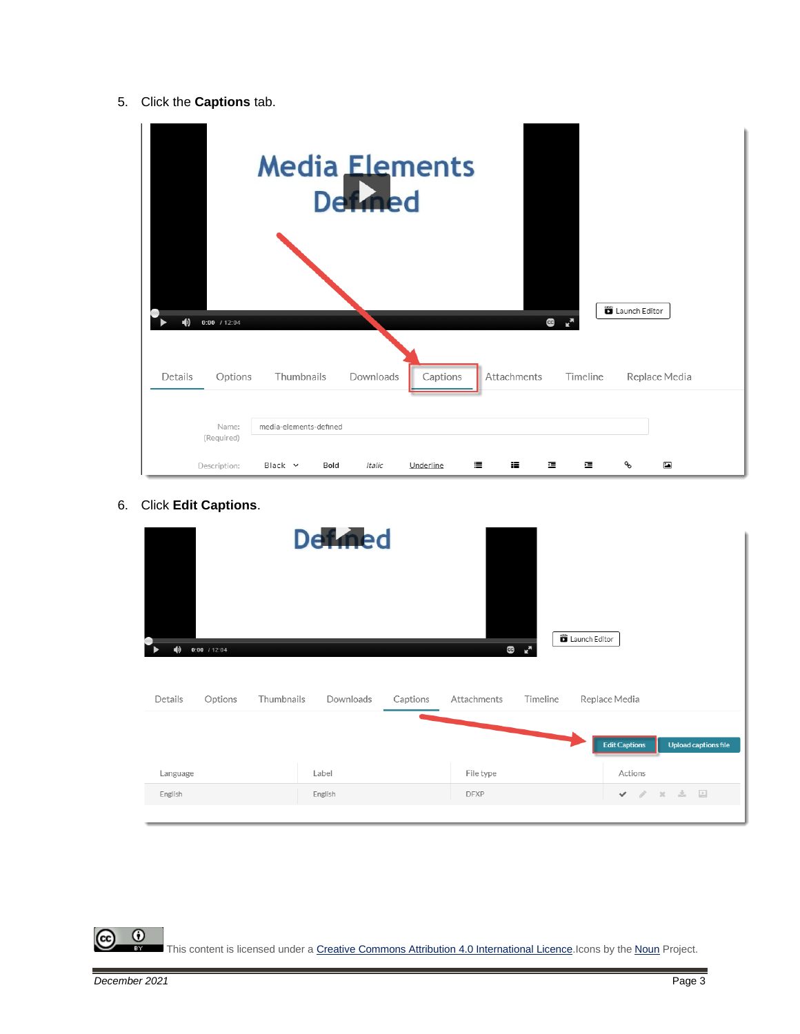5. Click the **Captions** tab.

6. Click **Edit Captions**.

This content is licensed under a Creative Commons Attribution 4.0 International Licence. Icons by the Noun Project.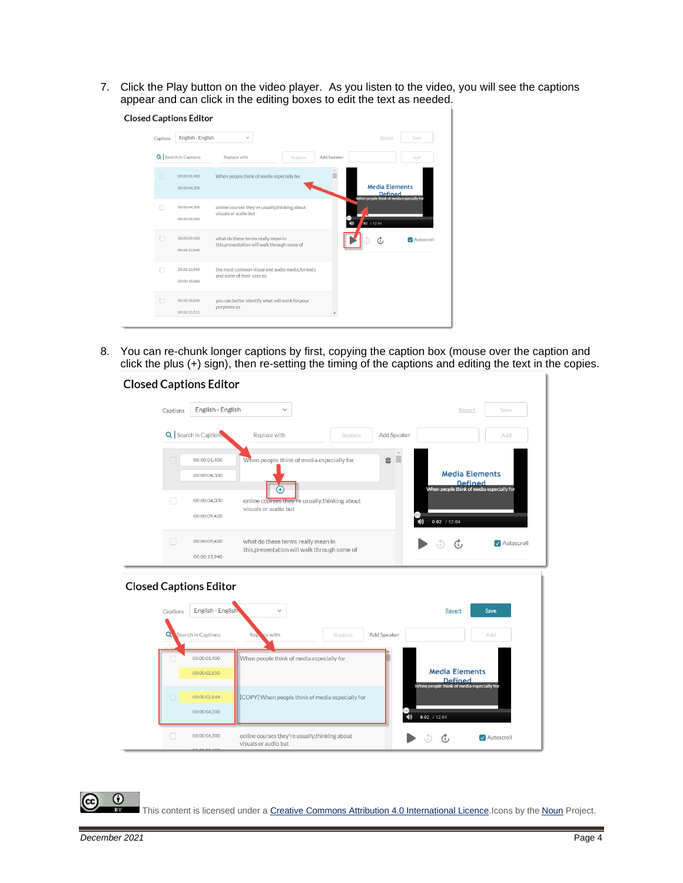7. Click the Play button on the video player. As you listen to the video, you will see the captions appear and can click in the editing boxes to edit the text as needed.

8. You can re-chunk longer captions by first, copying the caption box (mouse over the caption and click the plus (+) sign), then re-setting the timing of the captions and editing the text in the copies.

This content is licensed under a Creative Commons Attribution 4.0 International Licence. Icons by the Noun Project.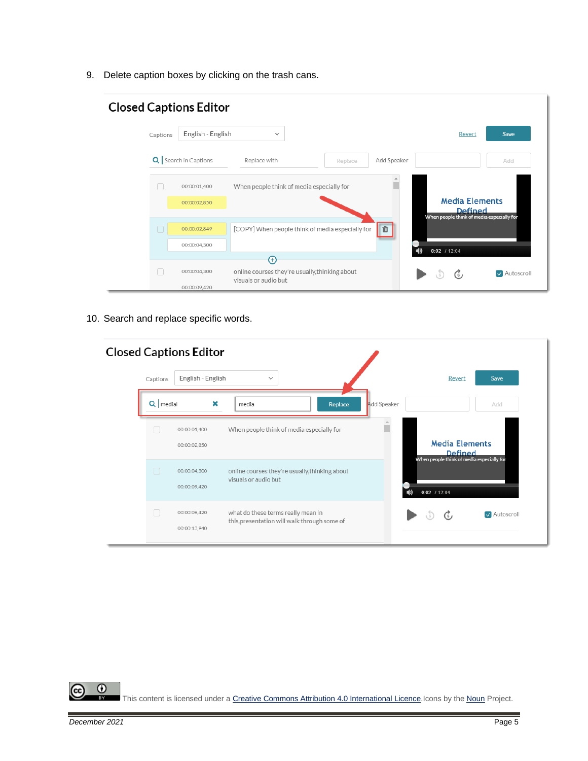9. Delete caption boxes by clicking on the trash cans.

10. Search and replace specific words.

This content is licensed under a Creative Commons Attribution 4.0 International Licence.Icons by the Noun Project.

December 2021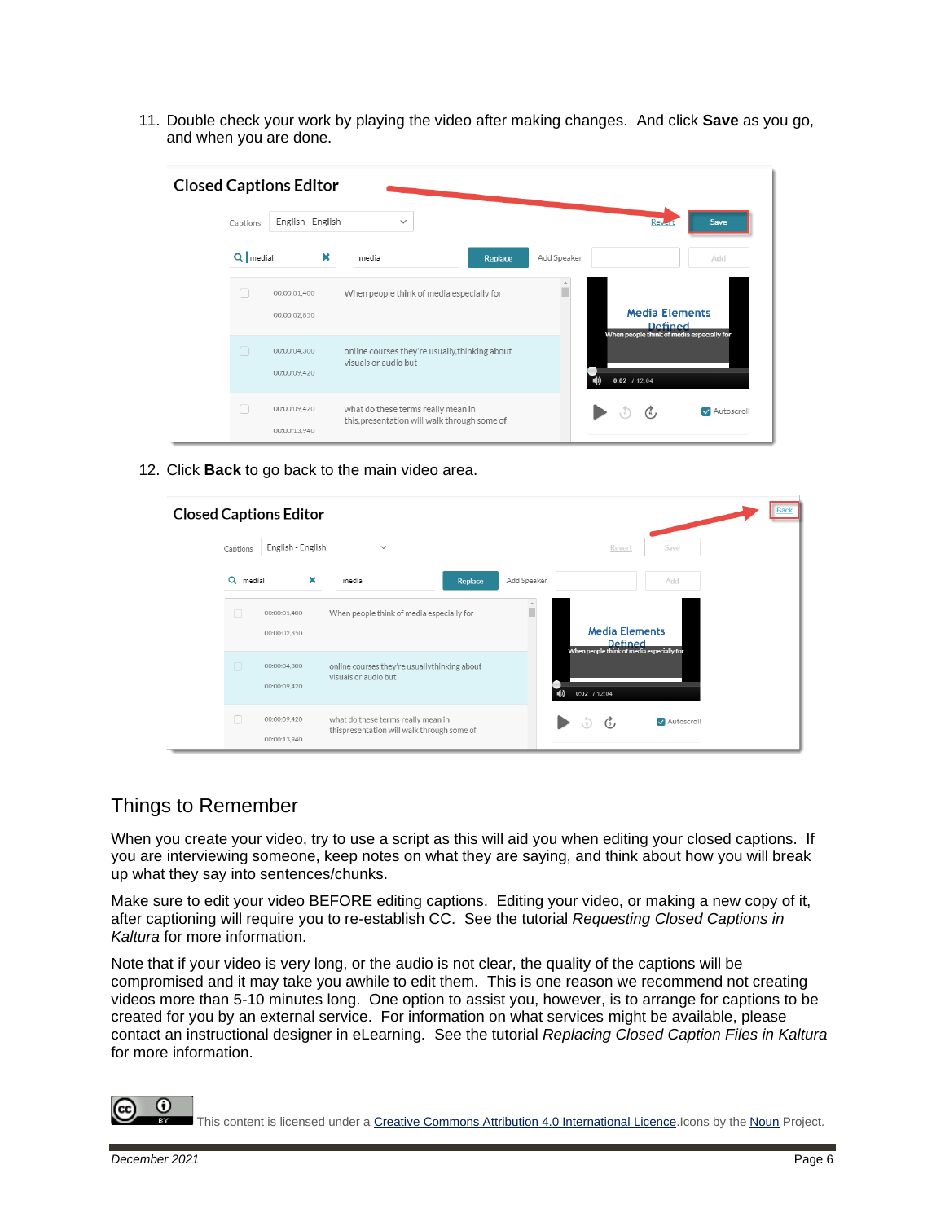11. Double check your work by playing the video after making changes. And click **Save** as you go, and when you are done.

12. Click **Back** to go back to the main video area.

## Things to Remember

When you create your video, try to use a script as this will aid you when editing your closed captions. If you are interviewing someone, keep notes on what they are saying, and think about how you will break up what they say into sentences/chunks.

Make sure to edit your video BEFORE editing captions. Editing your video, or making a new copy of it, after captioning will require you to re-establish CC. See the tutorial *Requesting Closed Captions in Kaltura* for more information.

Note that if your video is very long, or the audio is not clear, the quality of the captions will be compromised and it may take you awhile to edit them. This is one reason we recommend not creating videos more than 5-10 minutes long. One option to assist you, however, is to arrange for captions to be created for you by an external service. For information on what services might be available, please contact an instructional designer in eLearning. See the tutorial *Replacing Closed Caption Files in Kaltura* for more information.

This content is licensed under a Creative Commons Attribution 4.0 International Licence. Icons by the Noun Project.

December 2021